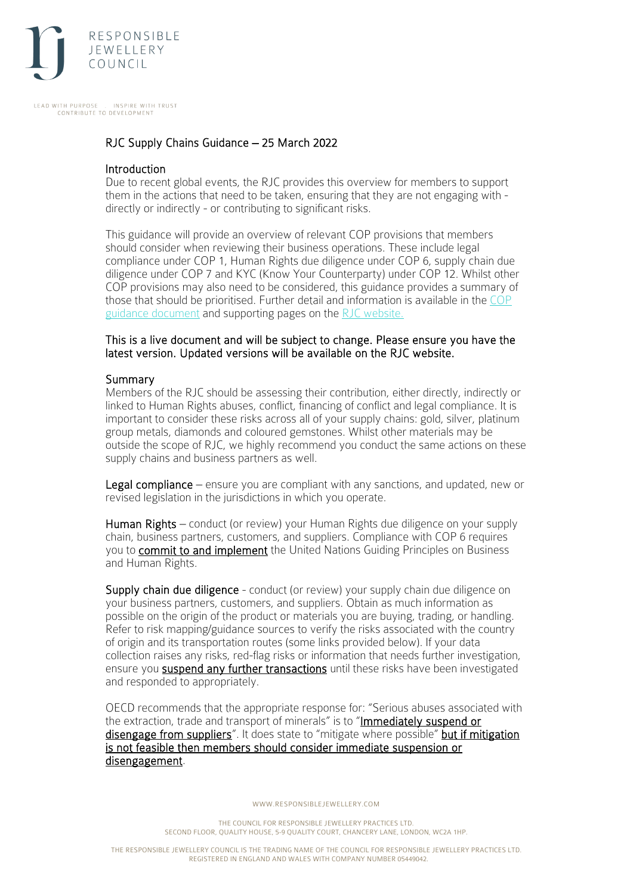# RJC Supply Chains Guidance – 25 March 2022

## Introduction

Due to recent global events, the RJC provides this overview for members to support them in the actions that need to be taken, ensuring that they are not engaging with - directly or indirectly - or contributing to significant risks.

This guidance will provide an overview of relevant COP provisions that members should consider when reviewing their business operations. These include legal compliance under COP 1, Human Rights due diligence under COP 6, supply chain due diligence under COP 7 and KYC (Know Your Counterparty) under COP 12. Whilst other COP provisions may also need to be considered, this guidance provides a summary of those that should be prioritised. Further detail and information is available in the COP guidance document and supporting pages on the RJC website.

**This is a live document and will be subject to change. Please ensure you have the latest version. Updated versions will be available on the RJC website.**

## Summary

Members of the RJC should be assessing their contribution, either directly, indirectly or linked to Human Rights abuses, conflict, financing of conflict and legal compliance. It is important to consider these risks across all of your supply chains: gold, silver, platinum group metals, diamonds and coloured gemstones. Whilst other materials may be outside the scope of RJC, we highly recommend you conduct the same actions on these supply chains and business partners as well.

**Legal compliance** – ensure you are compliant with any sanctions, and updated, new or revised legislation in the jurisdictions in which you operate.

**Human Rights** – conduct (or review) your Human Rights due diligence on your supply chain, business partners, customers, and suppliers. Compliance with COP 6 requires you to **commit to and implement** the United Nations Guiding Principles on Business and Human Rights.

**Supply chain due diligence** - conduct (or review) your supply chain due diligence on your business partners, customers, and suppliers. Obtain as much information as possible on the origin of the product or materials you are buying, trading, or handling. Refer to risk mapping/guidance sources to verify the risks associated with the country of origin and its transportation routes (some links provided below). If your data collection raises any risks, red-flag risks or information that needs further investigation, ensure you **suspend any further transactions** until these risks have been investigated and responded to appropriately.

OECD recommends that the appropriate response for: "Serious abuses associated with the extraction, trade and transport of minerals" is to "**Immediately suspend or disengage from suppliers**". It does state to "mitigate where possible" **but if mitigation is not feasible then members should consider immediate suspension or disengagement**.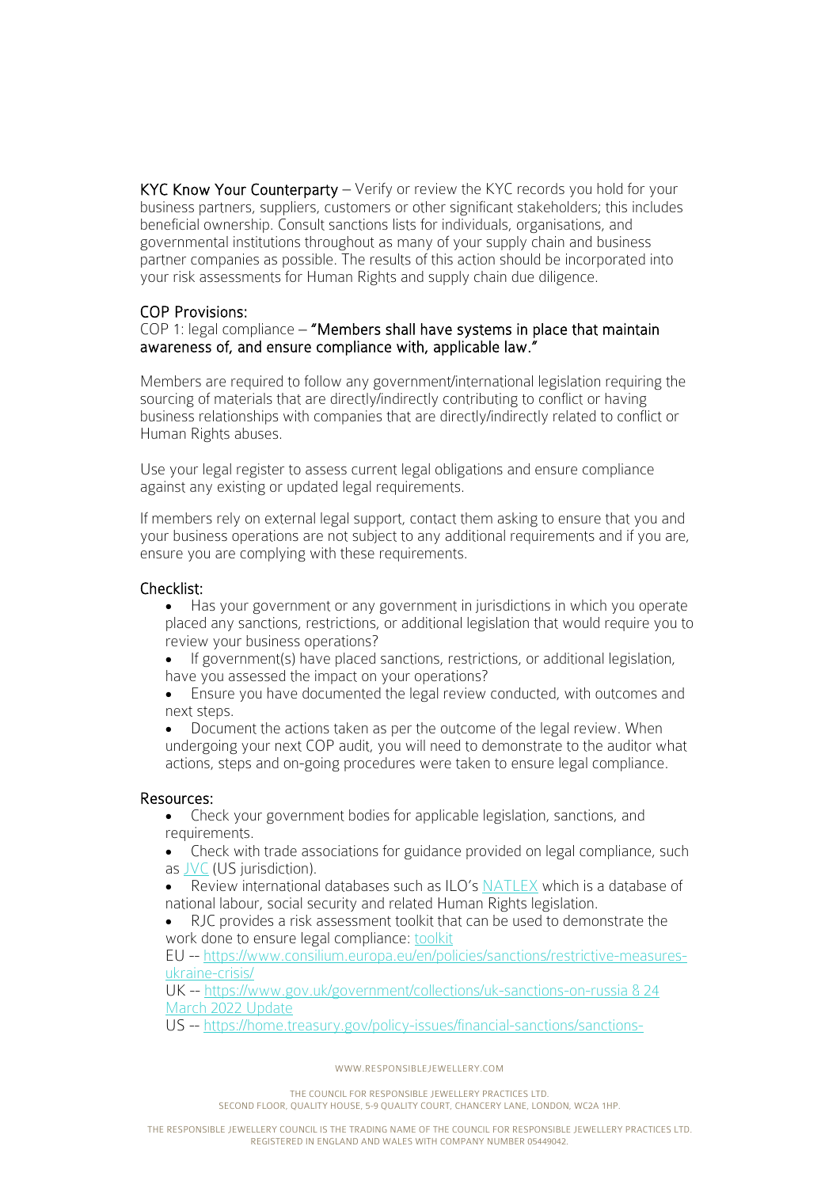**KYC Know Your Counterparty** – Verify or review the KYC records you hold for your business partners, suppliers, customers or other significant stakeholders; this includes beneficial ownership. Consult sanctions lists for individuals, organisations, and governmental institutions throughout as many of your supply chain and business partner companies as possible. The results of this action should be incorporated into your risk assessments for Human Rights and supply chain due diligence.

## COP Provisions:

COP 1: legal compliance – **"Members shall have systems in place that maintain awareness of, and ensure compliance with, applicable law."**

Members are required to follow any government/international legislation requiring the sourcing of materials that are directly/indirectly contributing to conflict or having business relationships with companies that are directly/indirectly related to conflict or Human Rights abuses.

Use your legal register to assess current legal obligations and ensure compliance against any existing or updated legal requirements.

If members rely on external legal support, contact them asking to ensure that you and your business operations are not subject to any additional requirements and if you are, ensure you are complying with these requirements.

## Checklist:

- Has your government or any government in jurisdictions in which you operate placed any sanctions, restrictions, or additional legislation that would require you to review your business operations?
- If government(s) have placed sanctions, restrictions, or additional legislation, have you assessed the impact on your operations?
- Ensure you have documented the legal review conducted, with outcomes and next steps.
- Document the actions taken as per the outcome of the legal review. When undergoing your next COP audit, you will need to demonstrate to the auditor what actions, steps and on-going procedures were taken to ensure legal compliance.

## Resources:

- Check your government bodies for applicable legislation, sanctions, and requirements.
- Check with trade associations for guidance provided on legal compliance, such as JVC (US jurisdiction).
- Review international databases such as ILO's NATLEX which is a database of national labour, social security and related Human Rights legislation.
- RJC provides a risk assessment toolkit that can be used to demonstrate the work done to ensure legal compliance: toolkit

EU -- https://www.consilium.europa.eu/en/policies/sanctions/restrictive-measures-ukraine-crisis/

UK -- https://www.gov.uk/government/collections/uk-sanctions-on-russia & 24 March 2022 Update

US -- https://home.treasury.gov/policy-issues/financial-sanctions/sanctions-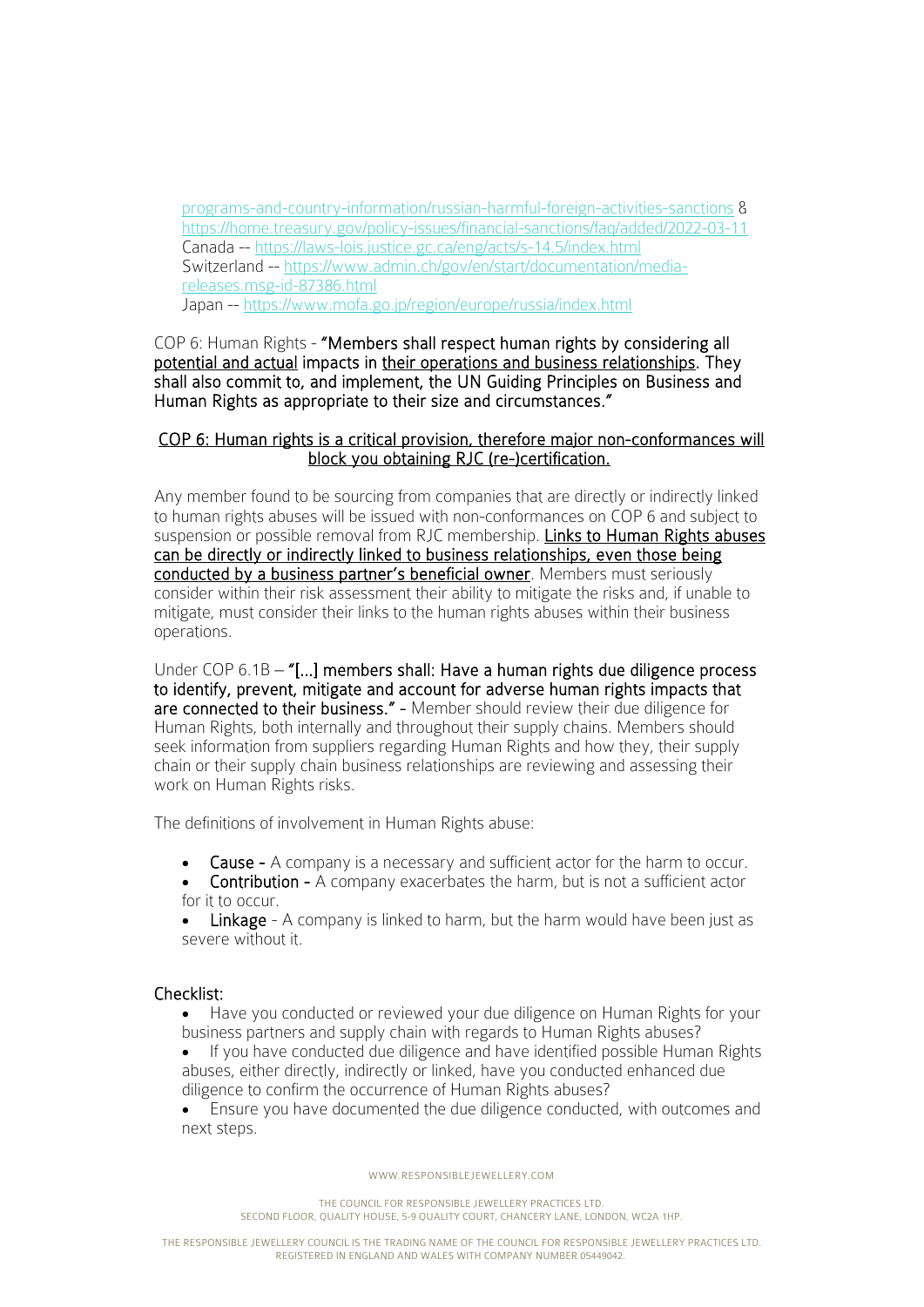programs-and-country-information/russian-harmful-foreign-activities-sanctions & https://home.treasury.gov/policy-issues/financial-sanctions/faq/added/2022-03-11
Canada -- https://laws-lois.justice.gc.ca/eng/acts/s-14.5/index.html
Switzerland -- https://www.admin.ch/gov/en/start/documentation/media-releases.msg-id-87386.html
Japan -- https://www.mofa.go.jp/region/europe/russia/index.html

COP 6: Human Rights - **"Members shall respect human rights by considering all potential and actual impacts in their operations and business relationships. They shall also commit to, and implement, the UN Guiding Principles on Business and Human Rights as appropriate to their size and circumstances."**

**COP 6: Human rights is a critical provision, therefore major non-conformances will block you obtaining RJC (re-)certification.**

Any member found to be sourcing from companies that are directly or indirectly linked to human rights abuses will be issued with non-conformances on COP 6 and subject to suspension or possible removal from RJC membership. **Links to Human Rights abuses can be directly or indirectly linked to business relationships, even those being conducted by a business partner's beneficial owner**. Members must seriously consider within their risk assessment their ability to mitigate the risks and, if unable to mitigate, must consider their links to the human rights abuses within their business operations.

Under COP 6.1B – **"[…] members shall: Have a human rights due diligence process to identify, prevent, mitigate and account for adverse human rights impacts that are connected to their business." -** Member should review their due diligence for Human Rights, both internally and throughout their supply chains. Members should seek information from suppliers regarding Human Rights and how they, their supply chain or their supply chain business relationships are reviewing and assessing their work on Human Rights risks.

The definitions of involvement in Human Rights abuse:

- **Cause -** A company is a necessary and sufficient actor for the harm to occur.
- **Contribution -** A company exacerbates the harm, but is not a sufficient actor for it to occur.
- **Linkage** - A company is linked to harm, but the harm would have been just as severe without it.

**Checklist:**

- Have you conducted or reviewed your due diligence on Human Rights for your business partners and supply chain with regards to Human Rights abuses?
- If you have conducted due diligence and have identified possible Human Rights abuses, either directly, indirectly or linked, have you conducted enhanced due diligence to confirm the occurrence of Human Rights abuses?
- Ensure you have documented the due diligence conducted, with outcomes and next steps.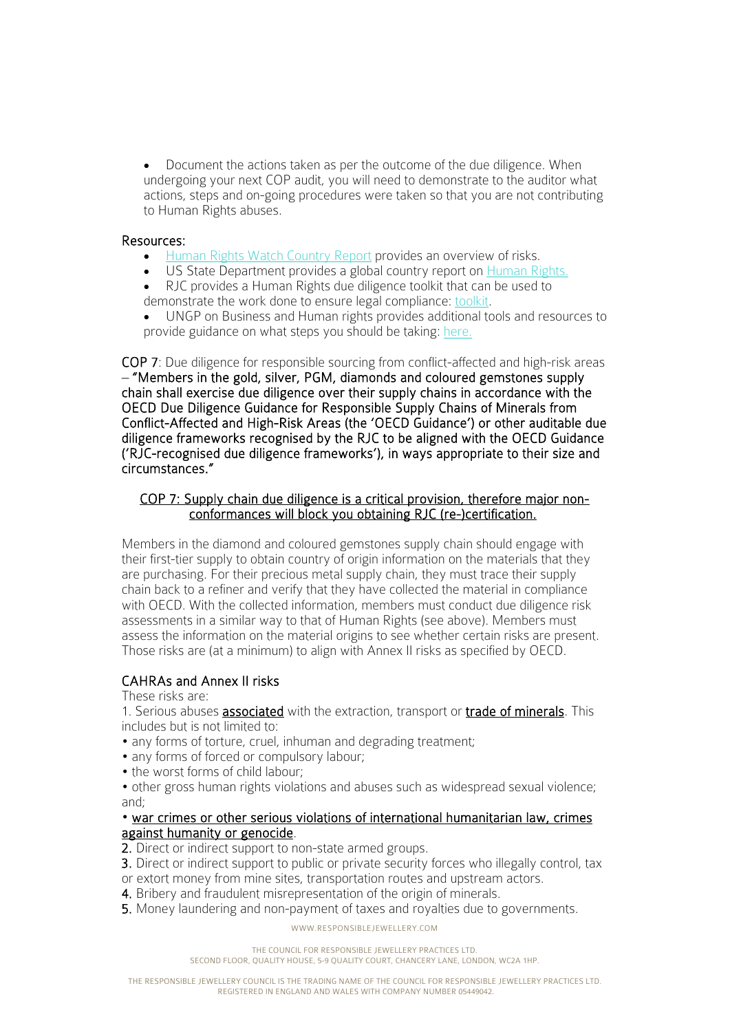- Document the actions taken as per the outcome of the due diligence. When undergoing your next COP audit, you will need to demonstrate to the auditor what actions, steps and on-going procedures were taken so that you are not contributing to Human Rights abuses.

### Resources:

- Human Rights Watch Country Report provides an overview of risks.
- US State Department provides a global country report on Human Rights.
- RJC provides a Human Rights due diligence toolkit that can be used to demonstrate the work done to ensure legal compliance: toolkit.
- UNGP on Business and Human rights provides additional tools and resources to provide guidance on what steps you should be taking: here.

**COP 7**: Due diligence for responsible sourcing from conflict-affected and high-risk areas – **"Members in the gold, silver, PGM, diamonds and coloured gemstones supply chain shall exercise due diligence over their supply chains in accordance with the OECD Due Diligence Guidance for Responsible Supply Chains of Minerals from Conflict-Affected and High-Risk Areas (the 'OECD Guidance') or other auditable due diligence frameworks recognised by the RJC to be aligned with the OECD Guidance ('RJC-recognised due diligence frameworks'), in ways appropriate to their size and circumstances."**

<u>COP 7: Supply chain due diligence is a critical provision, therefore major non-conformances will block you obtaining RJC (re-)certification.</u>

Members in the diamond and coloured gemstones supply chain should engage with their first-tier supply to obtain country of origin information on the materials that they are purchasing. For their precious metal supply chain, they must trace their supply chain back to a refiner and verify that they have collected the material in compliance with OECD. With the collected information, members must conduct due diligence risk assessments in a similar way to that of Human Rights (see above). Members must assess the information on the material origins to see whether certain risks are present. Those risks are (at a minimum) to align with Annex II risks as specified by OECD.

### CAHRAs and Annex II risks

These risks are:

1. Serious abuses **<u>associated</u>** with the extraction, transport or **<u>trade of minerals</u>**. This includes but is not limited to:
   - any forms of torture, cruel, inhuman and degrading treatment;
   - any forms of forced or compulsory labour;
   - the worst forms of child labour;
   - other gross human rights violations and abuses such as widespread sexual violence; and;
   - <u>war crimes or other serious violations of international humanitarian law, crimes against humanity or genocide</u>.
2. Direct or indirect support to non-state armed groups.
3. Direct or indirect support to public or private security forces who illegally control, tax or extort money from mine sites, transportation routes and upstream actors.
4. Bribery and fraudulent misrepresentation of the origin of minerals.
5. Money laundering and non-payment of taxes and royalties due to governments.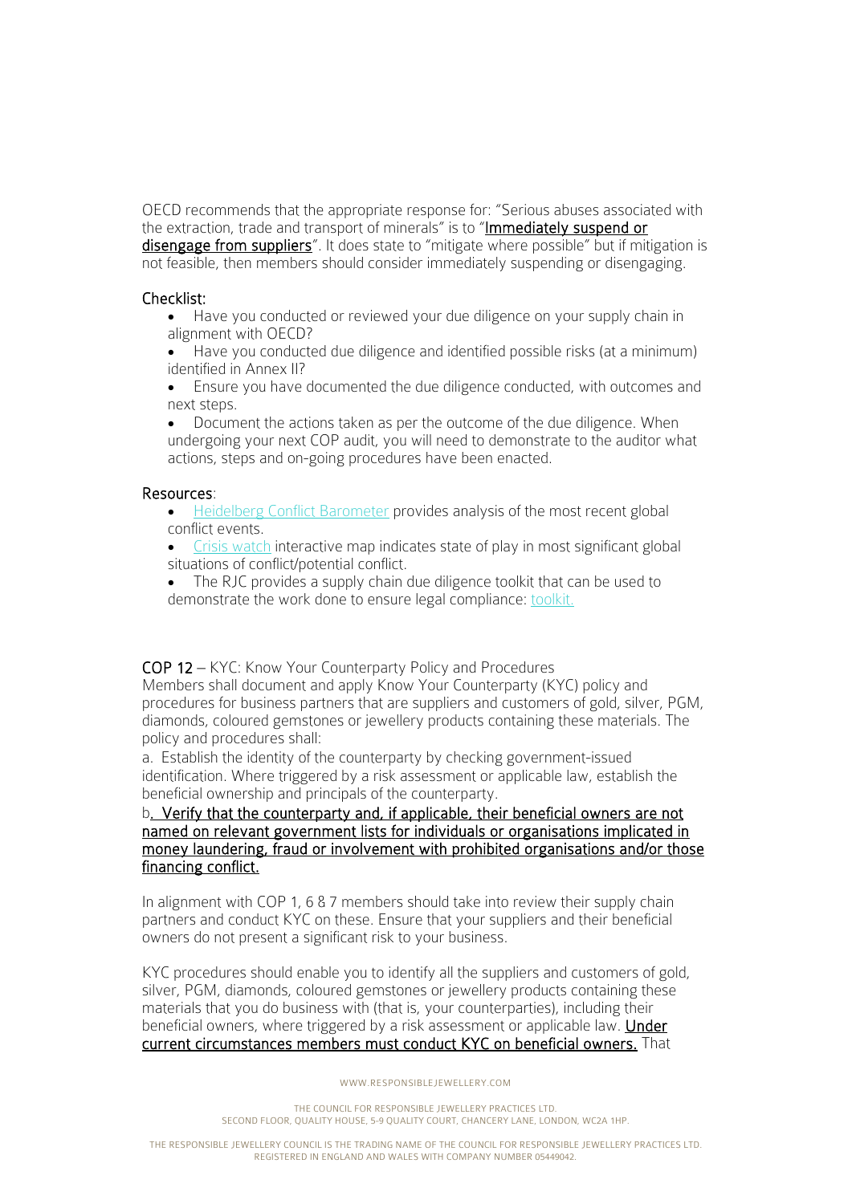OECD recommends that the appropriate response for: "Serious abuses associated with the extraction, trade and transport of minerals" is to "**Immediately suspend or disengage from suppliers**". It does state to "mitigate where possible" but if mitigation is not feasible, then members should consider immediately suspending or disengaging.

### Checklist:

- Have you conducted or reviewed your due diligence on your supply chain in alignment with OECD?
- Have you conducted due diligence and identified possible risks (at a minimum) identified in Annex II?
- Ensure you have documented the due diligence conducted, with outcomes and next steps.
- Document the actions taken as per the outcome of the due diligence. When undergoing your next COP audit, you will need to demonstrate to the auditor what actions, steps and on-going procedures have been enacted.

### Resources:

- Heidelberg Conflict Barometer provides analysis of the most recent global conflict events.
- Crisis watch interactive map indicates state of play in most significant global situations of conflict/potential conflict.
- The RJC provides a supply chain due diligence toolkit that can be used to demonstrate the work done to ensure legal compliance: toolkit.

**COP 12** – KYC: Know Your Counterparty Policy and Procedures

Members shall document and apply Know Your Counterparty (KYC) policy and procedures for business partners that are suppliers and customers of gold, silver, PGM, diamonds, coloured gemstones or jewellery products containing these materials. The policy and procedures shall:

a. Establish the identity of the counterparty by checking government-issued identification. Where triggered by a risk assessment or applicable law, establish the beneficial ownership and principals of the counterparty.

b**. Verify that the counterparty and, if applicable, their beneficial owners are not named on relevant government lists for individuals or organisations implicated in money laundering, fraud or involvement with prohibited organisations and/or those financing conflict.**

In alignment with COP 1, 6 & 7 members should take into review their supply chain partners and conduct KYC on these. Ensure that your suppliers and their beneficial owners do not present a significant risk to your business.

KYC procedures should enable you to identify all the suppliers and customers of gold, silver, PGM, diamonds, coloured gemstones or jewellery products containing these materials that you do business with (that is, your counterparties), including their beneficial owners, where triggered by a risk assessment or applicable law. **Under current circumstances members must conduct KYC on beneficial owners.** That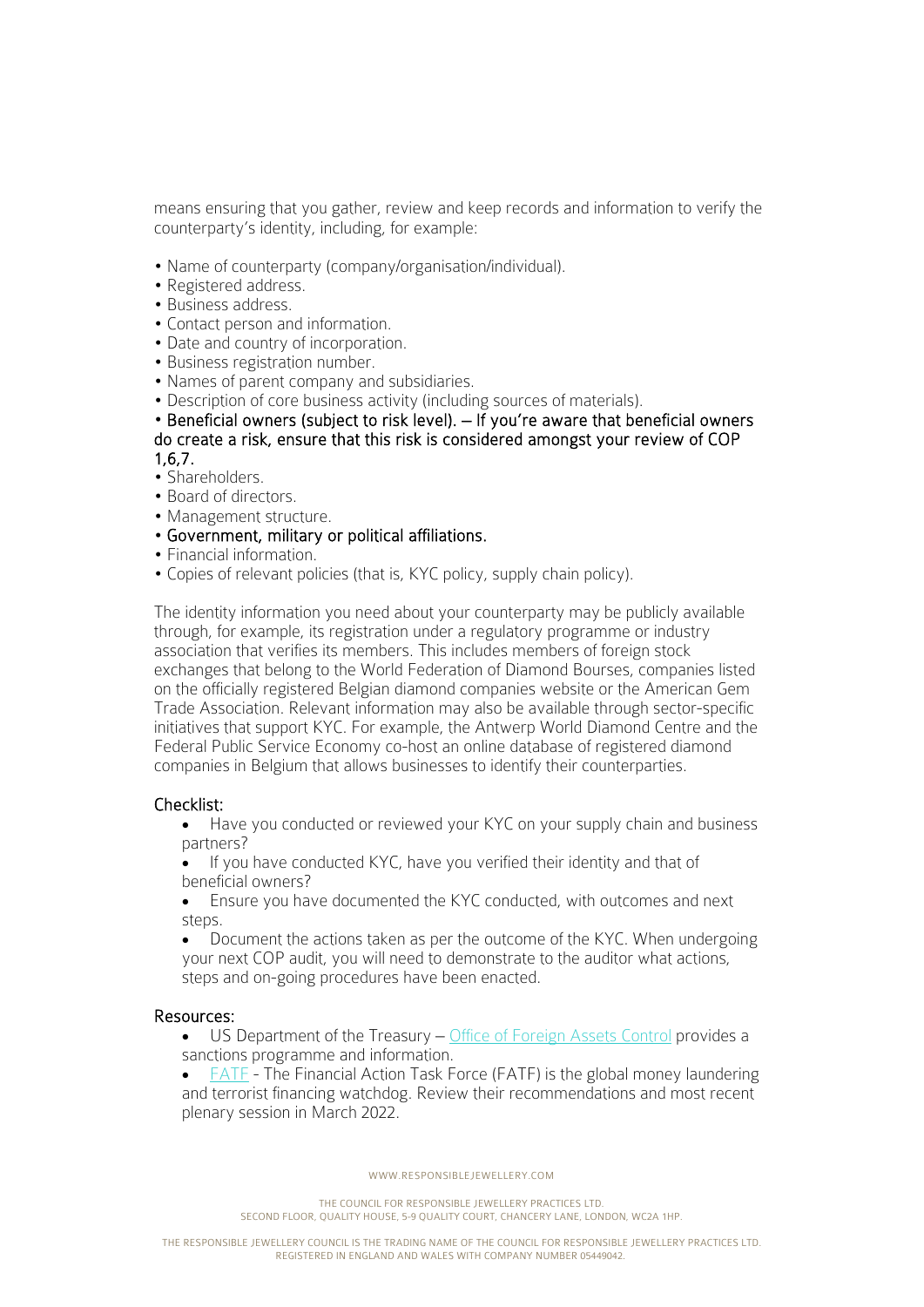means ensuring that you gather, review and keep records and information to verify the counterparty's identity, including, for example:

- Name of counterparty (company/organisation/individual).
- Registered address.
- Business address.
- Contact person and information.
- Date and country of incorporation.
- Business registration number.
- Names of parent company and subsidiaries.
- Description of core business activity (including sources of materials).
- Beneficial owners (subject to risk level). – If you're aware that beneficial owners do create a risk, ensure that this risk is considered amongst your review of COP 1,6,7.
- Shareholders.
- Board of directors.
- Management structure.
- Government, military or political affiliations.
- Financial information.
- Copies of relevant policies (that is, KYC policy, supply chain policy).

The identity information you need about your counterparty may be publicly available through, for example, its registration under a regulatory programme or industry association that verifies its members. This includes members of foreign stock exchanges that belong to the World Federation of Diamond Bourses, companies listed on the officially registered Belgian diamond companies website or the American Gem Trade Association. Relevant information may also be available through sector-specific initiatives that support KYC. For example, the Antwerp World Diamond Centre and the Federal Public Service Economy co-host an online database of registered diamond companies in Belgium that allows businesses to identify their counterparties.

### Checklist:

- Have you conducted or reviewed your KYC on your supply chain and business partners?
- If you have conducted KYC, have you verified their identity and that of beneficial owners?
- Ensure you have documented the KYC conducted, with outcomes and next steps.
- Document the actions taken as per the outcome of the KYC. When undergoing your next COP audit, you will need to demonstrate to the auditor what actions, steps and on-going procedures have been enacted.

### Resources:

- US Department of the Treasury – Office of Foreign Assets Control provides a sanctions programme and information.
- FATF - The Financial Action Task Force (FATF) is the global money laundering and terrorist financing watchdog. Review their recommendations and most recent plenary session in March 2022.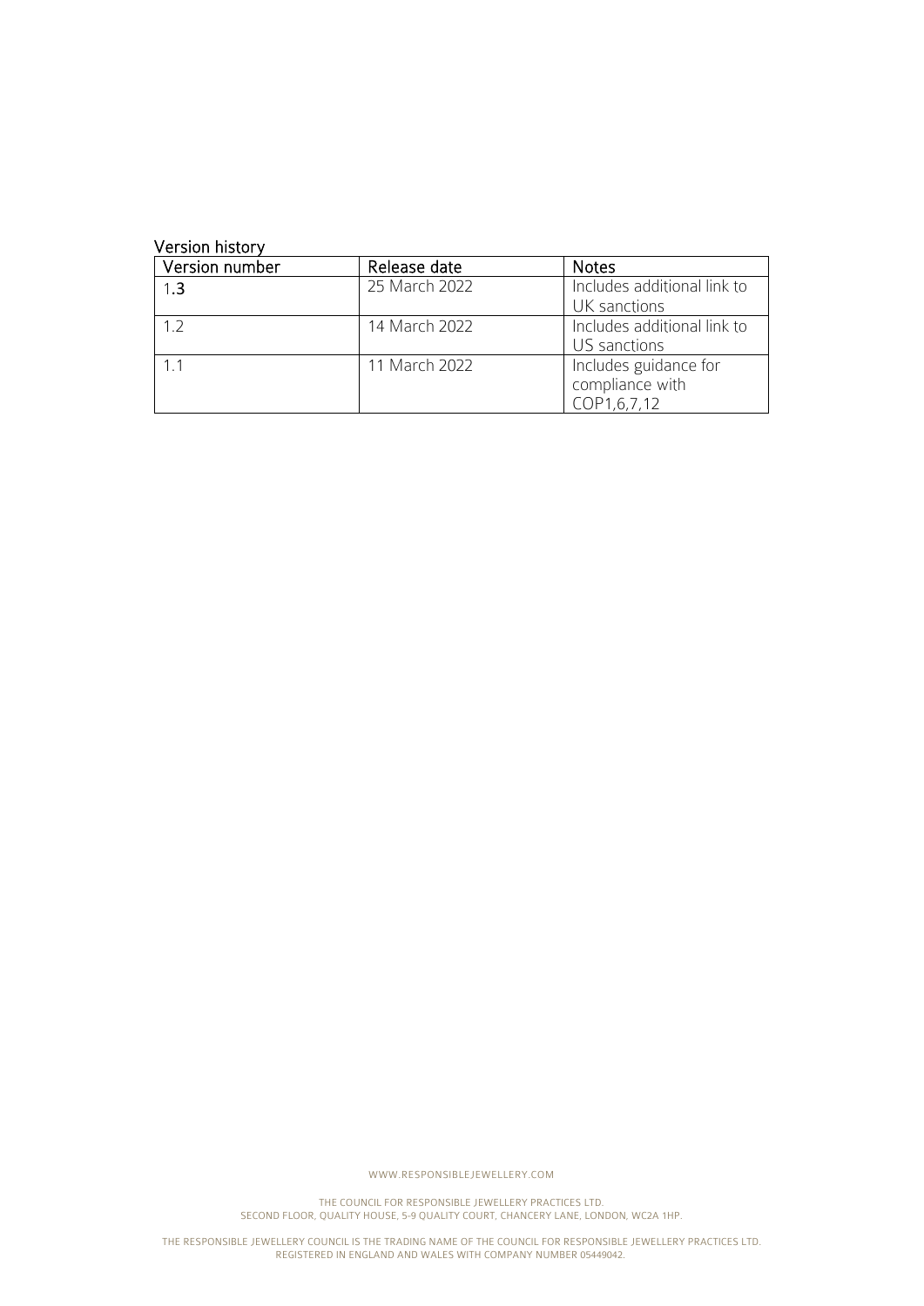## Version history

| Version number | Release date | Notes |
| --- | --- | --- |
| 1.3 | 25 March 2022 | Includes additional link to UK sanctions |
| 1.2 | 14 March 2022 | Includes additional link to US sanctions |
| 1.1 | 11 March 2022 | Includes guidance for compliance with COP1,6,7,12 |

WWW.RESPONSIBLEJEWELLERY.COM

THE COUNCIL FOR RESPONSIBLE JEWELLERY PRACTICES LTD.
SECOND FLOOR, QUALITY HOUSE, 5-9 QUALITY COURT, CHANCERY LANE, LONDON, WC2A 1HP.

THE RESPONSIBLE JEWELLERY COUNCIL IS THE TRADING NAME OF THE COUNCIL FOR RESPONSIBLE JEWELLERY PRACTICES LTD.
REGISTERED IN ENGLAND AND WALES WITH COMPANY NUMBER 05449042.